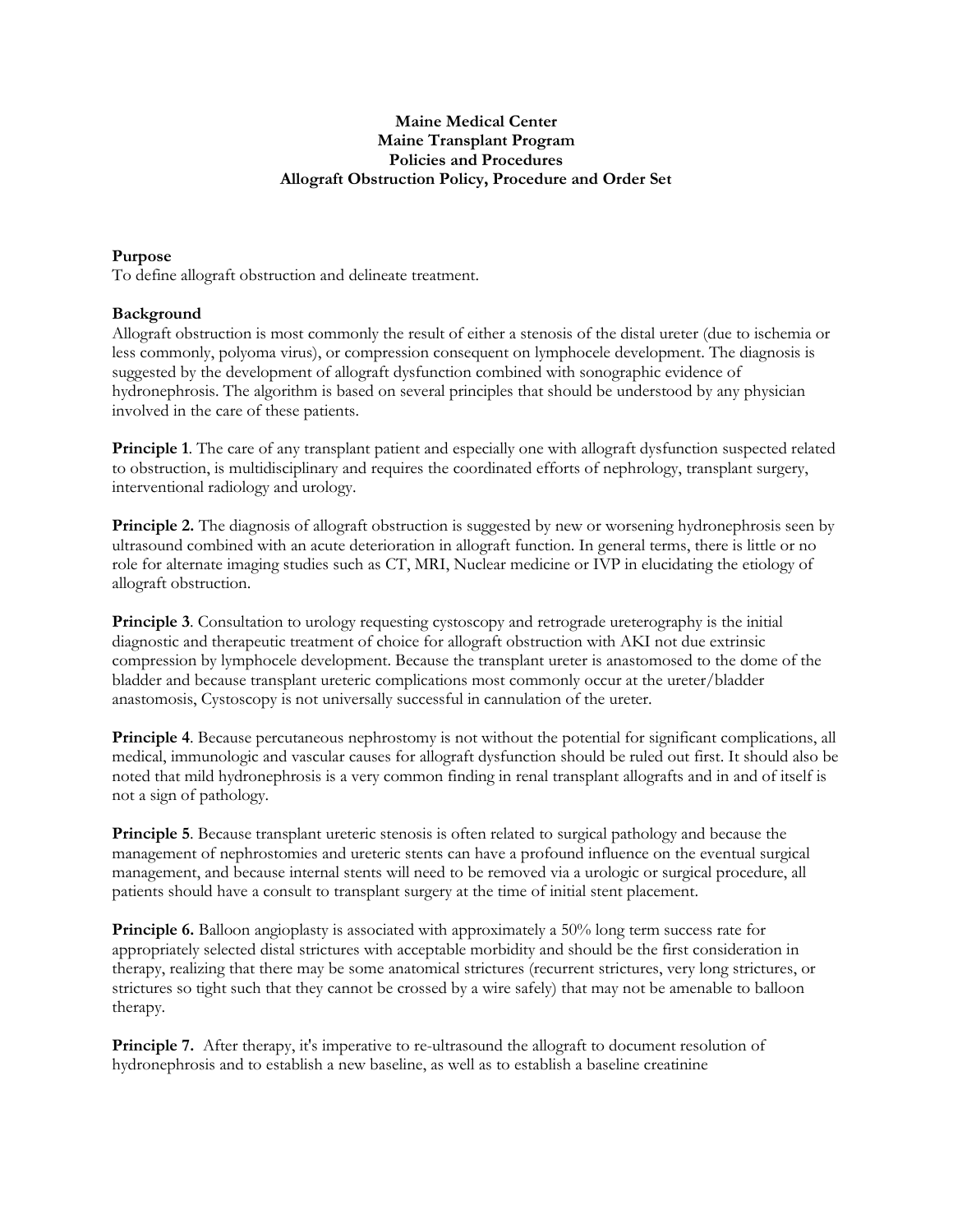**Maine Medical Center**
**Maine Transplant Program**
**Policies and Procedures**
**Allograft Obstruction Policy, Procedure and Order Set**

**Purpose**
To define allograft obstruction and delineate treatment.

**Background**
Allograft obstruction is most commonly the result of either a stenosis of the distal ureter (due to ischemia or less commonly, polyoma virus), or compression consequent on lymphocele development. The diagnosis is suggested by the development of allograft dysfunction combined with sonographic evidence of hydronephrosis. The algorithm is based on several principles that should be understood by any physician involved in the care of these patients.

**Principle 1**. The care of any transplant patient and especially one with allograft dysfunction suspected related to obstruction, is multidisciplinary and requires the coordinated efforts of nephrology, transplant surgery, interventional radiology and urology.

**Principle 2.** The diagnosis of allograft obstruction is suggested by new or worsening hydronephrosis seen by ultrasound combined with an acute deterioration in allograft function. In general terms, there is little or no role for alternate imaging studies such as CT, MRI, Nuclear medicine or IVP in elucidating the etiology of allograft obstruction.

**Principle 3**. Consultation to urology requesting cystoscopy and retrograde ureterography is the initial diagnostic and therapeutic treatment of choice for allograft obstruction with AKI not due extrinsic compression by lymphocele development. Because the transplant ureter is anastomosed to the dome of the bladder and because transplant ureteric complications most commonly occur at the ureter/bladder anastomosis, Cystoscopy is not universally successful in cannulation of the ureter.

**Principle 4**. Because percutaneous nephrostomy is not without the potential for significant complications, all medical, immunologic and vascular causes for allograft dysfunction should be ruled out first. It should also be noted that mild hydronephrosis is a very common finding in renal transplant allografts and in and of itself is not a sign of pathology.

**Principle 5**. Because transplant ureteric stenosis is often related to surgical pathology and because the management of nephrostomies and ureteric stents can have a profound influence on the eventual surgical management, and because internal stents will need to be removed via a urologic or surgical procedure, all patients should have a consult to transplant surgery at the time of initial stent placement.

**Principle 6.** Balloon angioplasty is associated with approximately a 50% long term success rate for appropriately selected distal strictures with acceptable morbidity and should be the first consideration in therapy, realizing that there may be some anatomical strictures (recurrent strictures, very long strictures, or strictures so tight such that they cannot be crossed by a wire safely) that may not be amenable to balloon therapy.

**Principle 7.** After therapy, it's imperative to re-ultrasound the allograft to document resolution of hydronephrosis and to establish a new baseline, as well as to establish a baseline creatinine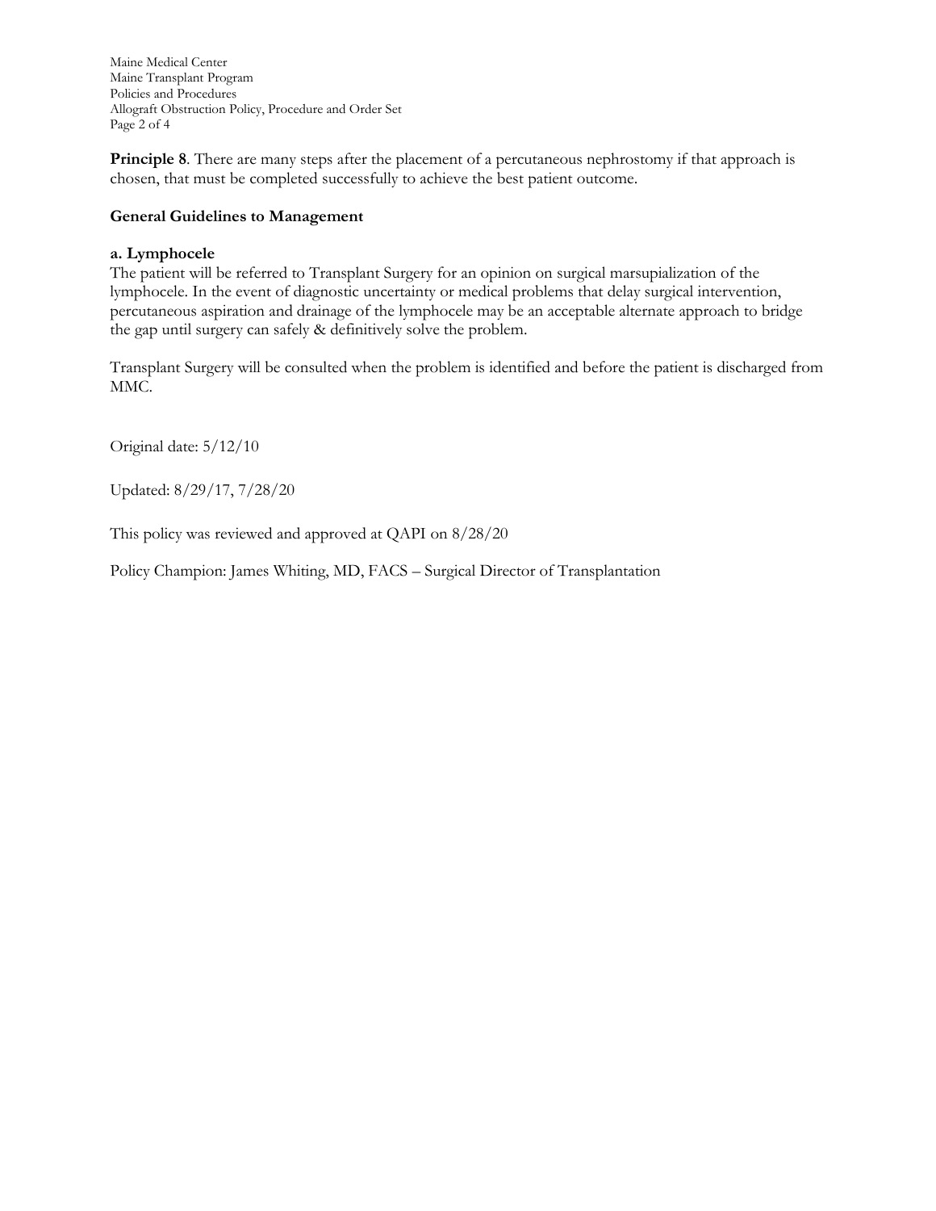**Principle 8**. There are many steps after the placement of a percutaneous nephrostomy if that approach is chosen, that must be completed successfully to achieve the best patient outcome.

**General Guidelines to Management**

**a. Lymphocele**

The patient will be referred to Transplant Surgery for an opinion on surgical marsupialization of the lymphocele. In the event of diagnostic uncertainty or medical problems that delay surgical intervention, percutaneous aspiration and drainage of the lymphocele may be an acceptable alternate approach to bridge the gap until surgery can safely & definitively solve the problem.

Transplant Surgery will be consulted when the problem is identified and before the patient is discharged from MMC.

Original date: 5/12/10

Updated: 8/29/17, 7/28/20

This policy was reviewed and approved at QAPI on 8/28/20

Policy Champion: James Whiting, MD, FACS – Surgical Director of Transplantation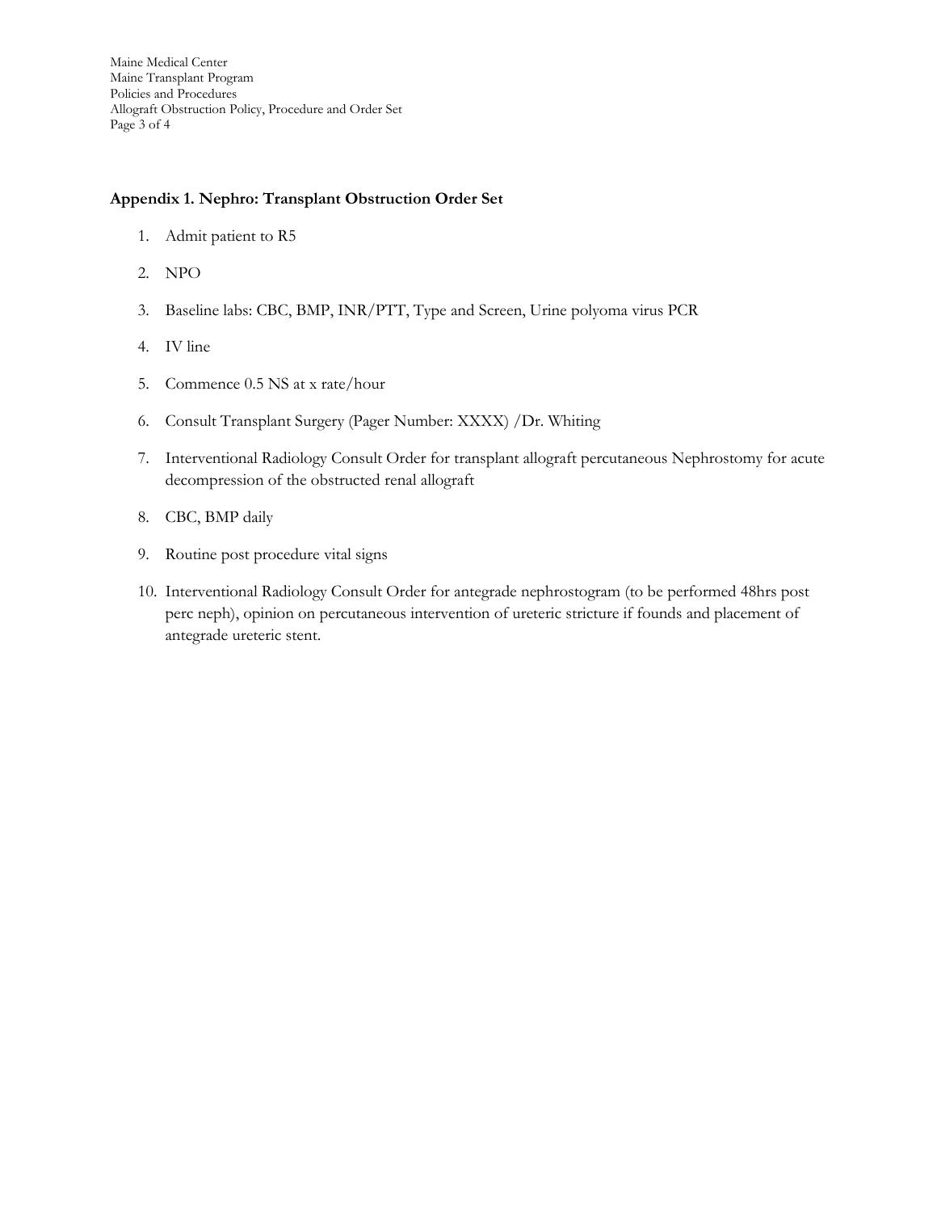## Appendix 1. Nephro: Transplant Obstruction Order Set

1. Admit patient to R5
2. NPO
3. Baseline labs: CBC, BMP, INR/PTT, Type and Screen, Urine polyoma virus PCR
4. IV line
5. Commence 0.5 NS at x rate/hour
6. Consult Transplant Surgery (Pager Number: XXXX) /Dr. Whiting
7. Interventional Radiology Consult Order for transplant allograft percutaneous Nephrostomy for acute decompression of the obstructed renal allograft
8. CBC, BMP daily
9. Routine post procedure vital signs
10. Interventional Radiology Consult Order for antegrade nephrostogram (to be performed 48hrs post perc neph), opinion on percutaneous intervention of ureteric stricture if founds and placement of antegrade ureteric stent.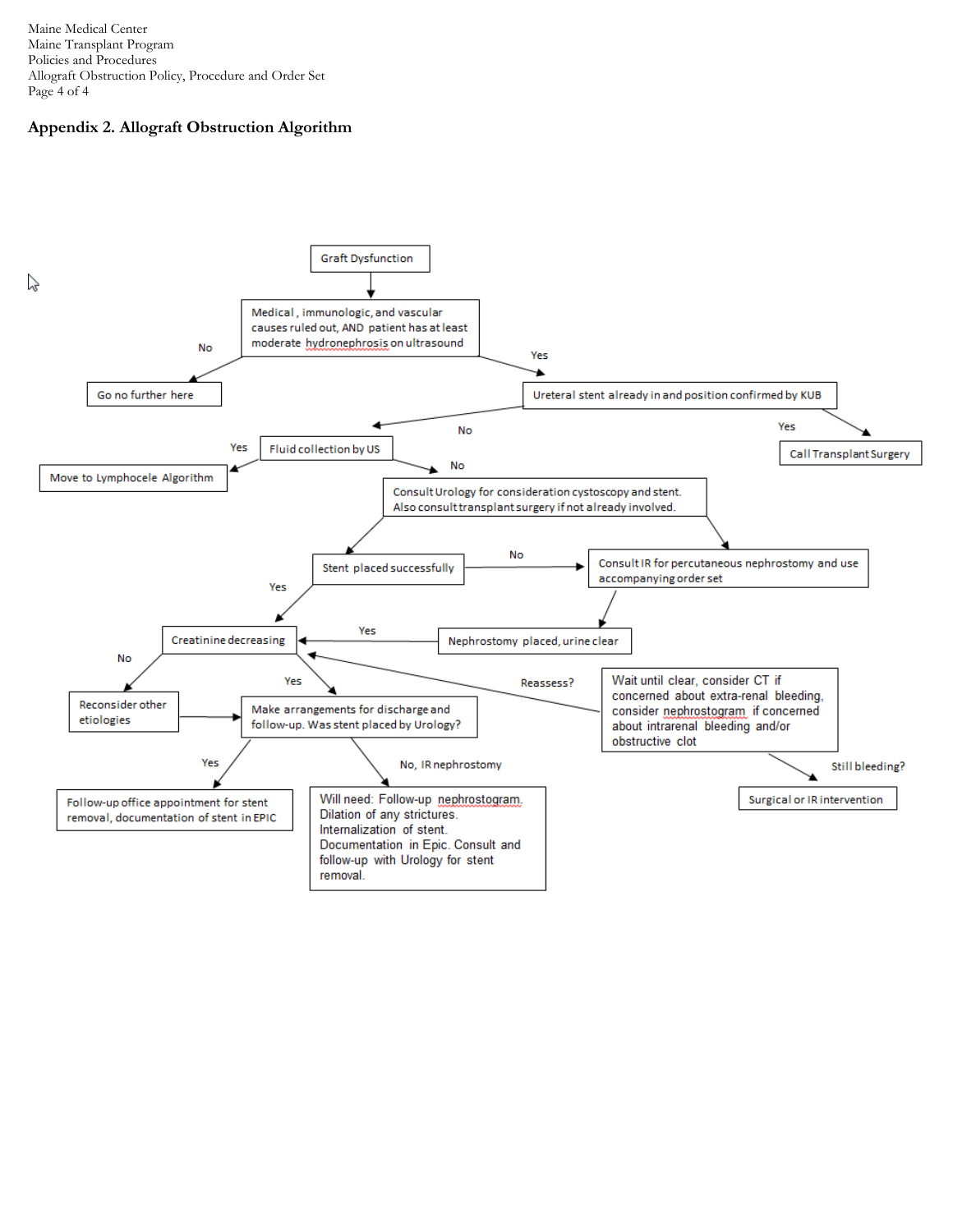## Appendix 2. Allograft Obstruction Algorithm

Graft Dysfunction

Medical , immunologic, and vascular causes ruled out, AND patient has at least moderate hydronephrosis on ultrasound

No

Go no further here

Yes

Ureteral stent already in and position confirmed by KUB

Yes

Call Transplant Surgery

No

Fluid collection by US

Yes

Move to Lymphocele Algorithm

No

Consult Urology for consideration cystoscopy and stent. Also consult transplant surgery if not already involved.

Stent placed successfully

No

Consult IR for percutaneous nephrostomy and use accompanying order set

Nephrostomy placed, urine clear

Yes

Yes

Creatinine decreasing

No

Reconsider other etiologies

Yes

Make arrangements for discharge and follow-up. Was stent placed by Urology?

Yes

Follow-up office appointment for stent removal, documentation of stent in EPIC

No, IR nephrostomy

Will need: Follow-up nephrostogram. Dilation of any strictures. Internalization of stent. Documentation in Epic. Consult and follow-up with Urology for stent removal.

Reassess?

Wait until clear, consider CT if concerned about extra-renal bleeding, consider nephrostogram if concerned about intrarenal bleeding and/or obstructive clot

Still bleeding?

Surgical or IR intervention